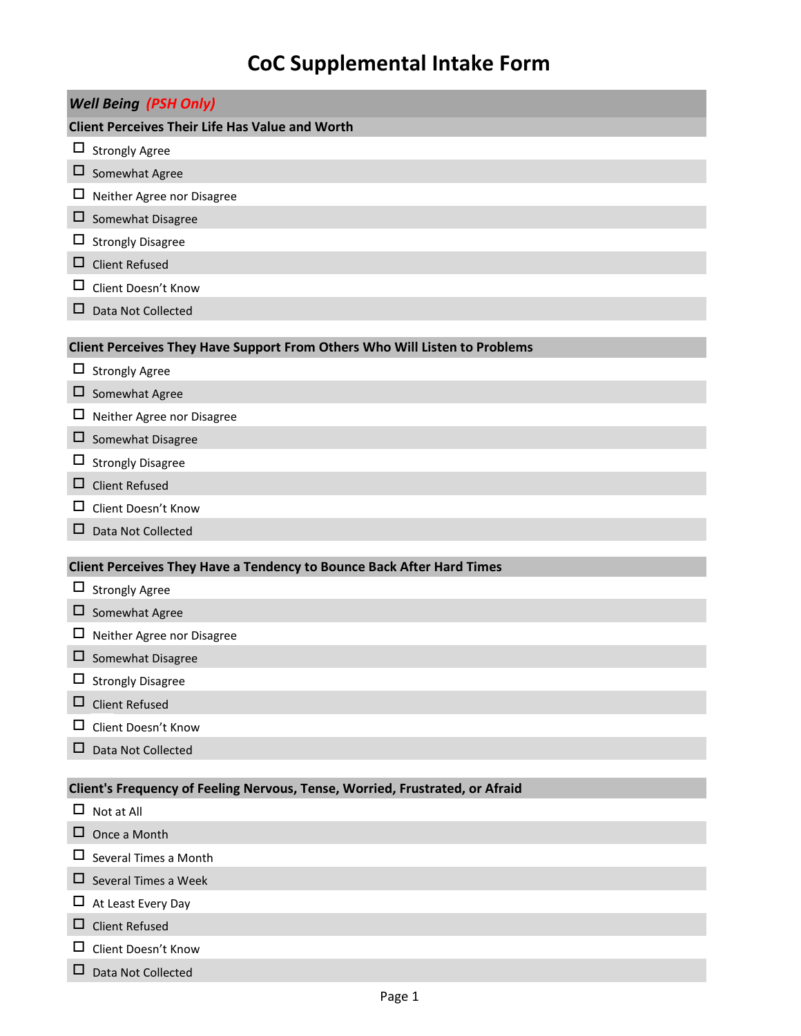# CoC Supplemental Intake Form

## *Well Being (PSH Only)*

### Client Perceives Their Life Has Value and Worth

- ☐ Strongly Agree
- ☐ Somewhat Agree
- ☐ Neither Agree nor Disagree
- ☐ Somewhat Disagree
- ☐ Strongly Disagree
- ☐ Client Refused
- ☐ Client Doesn't Know
- ☐ Data Not Collected

### Client Perceives They Have Support From Others Who Will Listen to Problems

- ☐ Strongly Agree
- ☐ Somewhat Agree
- ☐ Neither Agree nor Disagree
- ☐ Somewhat Disagree
- ☐ Strongly Disagree
- ☐ Client Refused
- ☐ Client Doesn't Know
- ☐ Data Not Collected

### Client Perceives They Have a Tendency to Bounce Back After Hard Times

- ☐ Strongly Agree
- ☐ Somewhat Agree
- ☐ Neither Agree nor Disagree
- ☐ Somewhat Disagree
- ☐ Strongly Disagree
- ☐ Client Refused
- ☐ Client Doesn't Know
- ☐ Data Not Collected

### Client's Frequency of Feeling Nervous, Tense, Worried, Frustrated, or Afraid

- ☐ Not at All
- ☐ Once a Month
- ☐ Several Times a Month
- ☐ Several Times a Week
- ☐ At Least Every Day
- ☐ Client Refused
- ☐ Client Doesn't Know
- ☐ Data Not Collected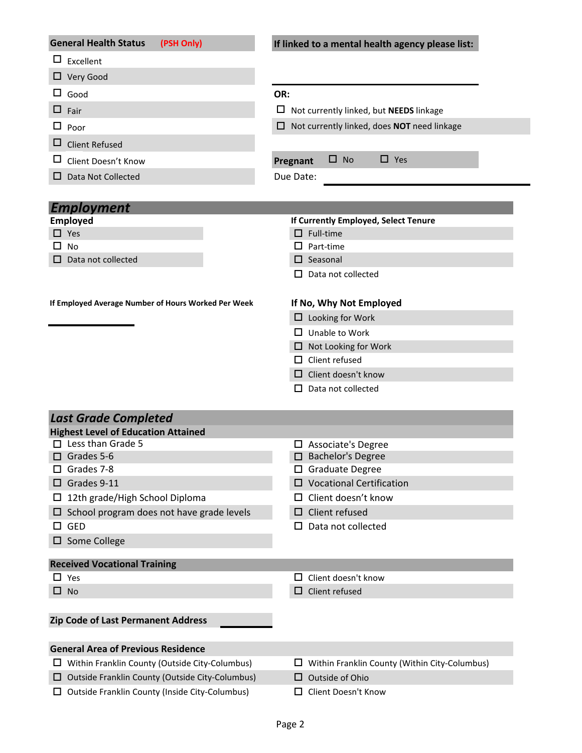**General Health Status** **(PSH Only)**

- ☐ Excellent
- ☐ Very Good
- ☐ Good
- ☐ Fair
- ☐ Poor
- ☐ Client Refused
- ☐ Client Doesn't Know
- ☐ Data Not Collected

**If linked to a mental health agency please list:**

\_\_\_\_\_\_\_\_\_\_\_\_\_\_\_\_\_\_\_\_\_\_\_\_\_\_\_\_\_\_\_\_\_\_\_\_\_\_\_\_

**OR:**

- ☐ Not currently linked, but **NEEDS** linkage
- ☐ Not currently linked, does **NOT** need linkage

**Pregnant** ☐ No ☐ Yes

Due Date: \_\_\_\_\_\_\_\_\_\_\_\_\_\_\_\_\_\_\_\_\_\_\_\_\_\_\_\_\_\_

## *Employment*

**Employed**

- ☐ Yes
- ☐ No
- ☐ Data not collected

**If Currently Employed, Select Tenure**

- ☐ Full-time
- ☐ Part-time
- ☐ Seasonal
- ☐ Data not collected

**If Employed Average Number of Hours Worked Per Week**

\_\_\_\_\_\_\_\_\_\_\_\_\_\_\_\_

**If No, Why Not Employed**

- ☐ Looking for Work
- ☐ Unable to Work
- ☐ Not Looking for Work
- ☐ Client refused
- ☐ Client doesn't know
- ☐ Data not collected

## *Last Grade Completed*

**Highest Level of Education Attained**

- ☐ Less than Grade 5
- ☐ Grades 5-6
- ☐ Grades 7-8
- ☐ Grades 9-11
- ☐ 12th grade/High School Diploma
- ☐ School program does not have grade levels
- ☐ GED
- ☐ Some College
- ☐ Associate's Degree
- ☐ Bachelor's Degree
- ☐ Graduate Degree
- ☐ Vocational Certification
- ☐ Client doesn't know
- ☐ Client refused
- ☐ Data not collected

**Received Vocational Training**

- ☐ Yes
- ☐ No
- ☐ Client doesn't know
- ☐ Client refused

**Zip Code of Last Permanent Address** \_\_\_\_\_\_\_\_\_\_\_\_

**General Area of Previous Residence**

- ☐ Within Franklin County (Outside City-Columbus)
- ☐ Outside Franklin County (Outside City-Columbus)
- ☐ Outside Franklin County (Inside City-Columbus)
- ☐ Within Franklin County (Within City-Columbus)
- ☐ Outside of Ohio
- ☐ Client Doesn't Know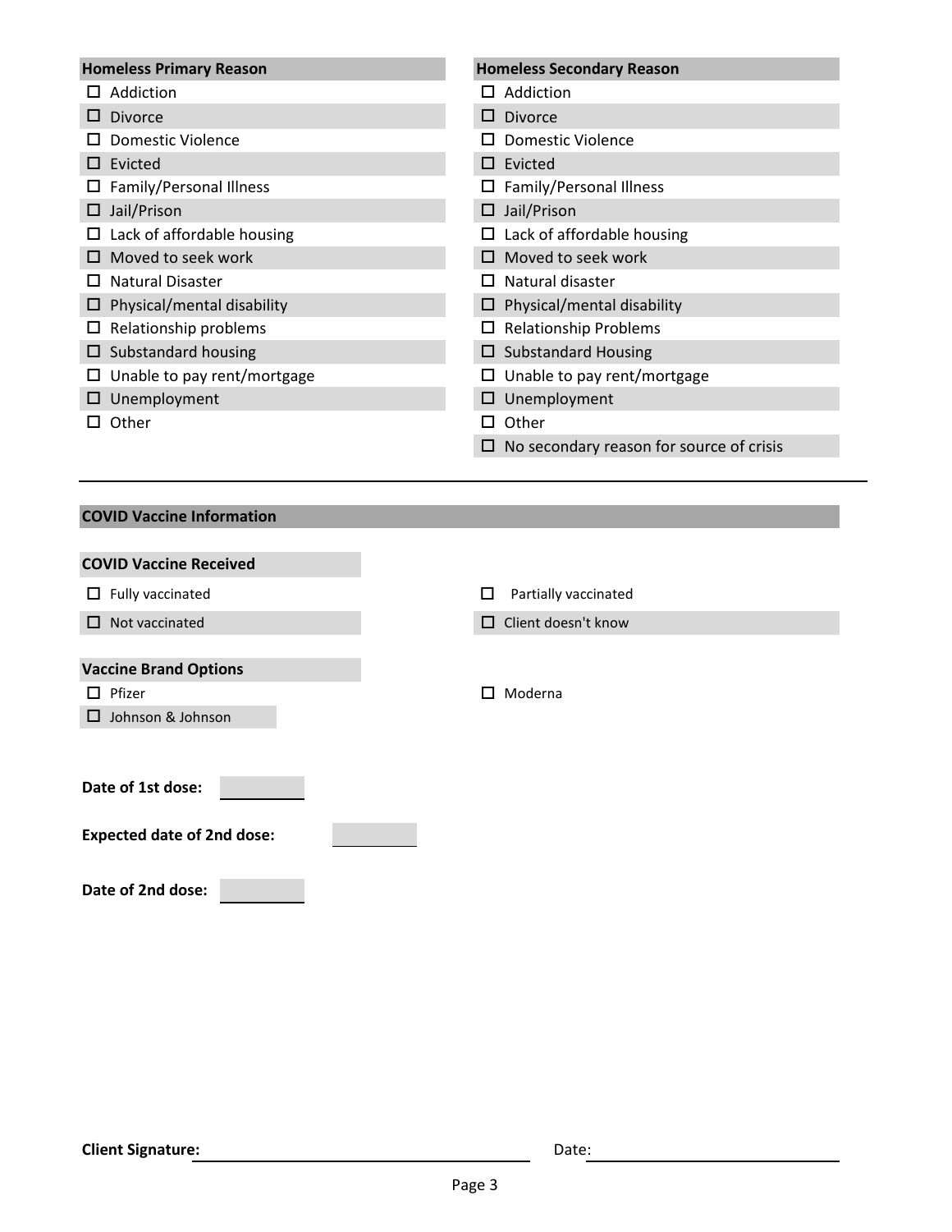| Homeless Primary Reason | Homeless Secondary Reason |
|---|---|
| ☐ Addiction | ☐ Addiction |
| ☐ Divorce | ☐ Divorce |
| ☐ Domestic Violence | ☐ Domestic Violence |
| ☐ Evicted | ☐ Evicted |
| ☐ Family/Personal Illness | ☐ Family/Personal Illness |
| ☐ Jail/Prison | ☐ Jail/Prison |
| ☐ Lack of affordable housing | ☐ Lack of affordable housing |
| ☐ Moved to seek work | ☐ Moved to seek work |
| ☐ Natural Disaster | ☐ Natural disaster |
| ☐ Physical/mental disability | ☐ Physical/mental disability |
| ☐ Relationship problems | ☐ Relationship Problems |
| ☐ Substandard housing | ☐ Substandard Housing |
| ☐ Unable to pay rent/mortgage | ☐ Unable to pay rent/mortgage |
| ☐ Unemployment | ☐ Unemployment |
| ☐ Other | ☐ Other |
| | ☐ No secondary reason for source of crisis |

---

**COVID Vaccine Information**

**COVID Vaccine Received**

- ☐ Fully vaccinated
- ☐ Partially vaccinated
- ☐ Not vaccinated
- ☐ Client doesn't know

**Vaccine Brand Options**

- ☐ Pfizer
- ☐ Moderna
- ☐ Johnson & Johnson

**Date of 1st dose:** \_\_\_\_\_\_\_\_

**Expected date of 2nd dose:** \_\_\_\_\_\_\_\_

**Date of 2nd dose:** \_\_\_\_\_\_\_\_

**Client Signature:** \_\_\_\_\_\_\_\_\_\_\_\_\_\_\_\_\_\_\_\_ Date: \_\_\_\_\_\_\_\_\_\_\_\_\_\_\_\_\_\_\_\_